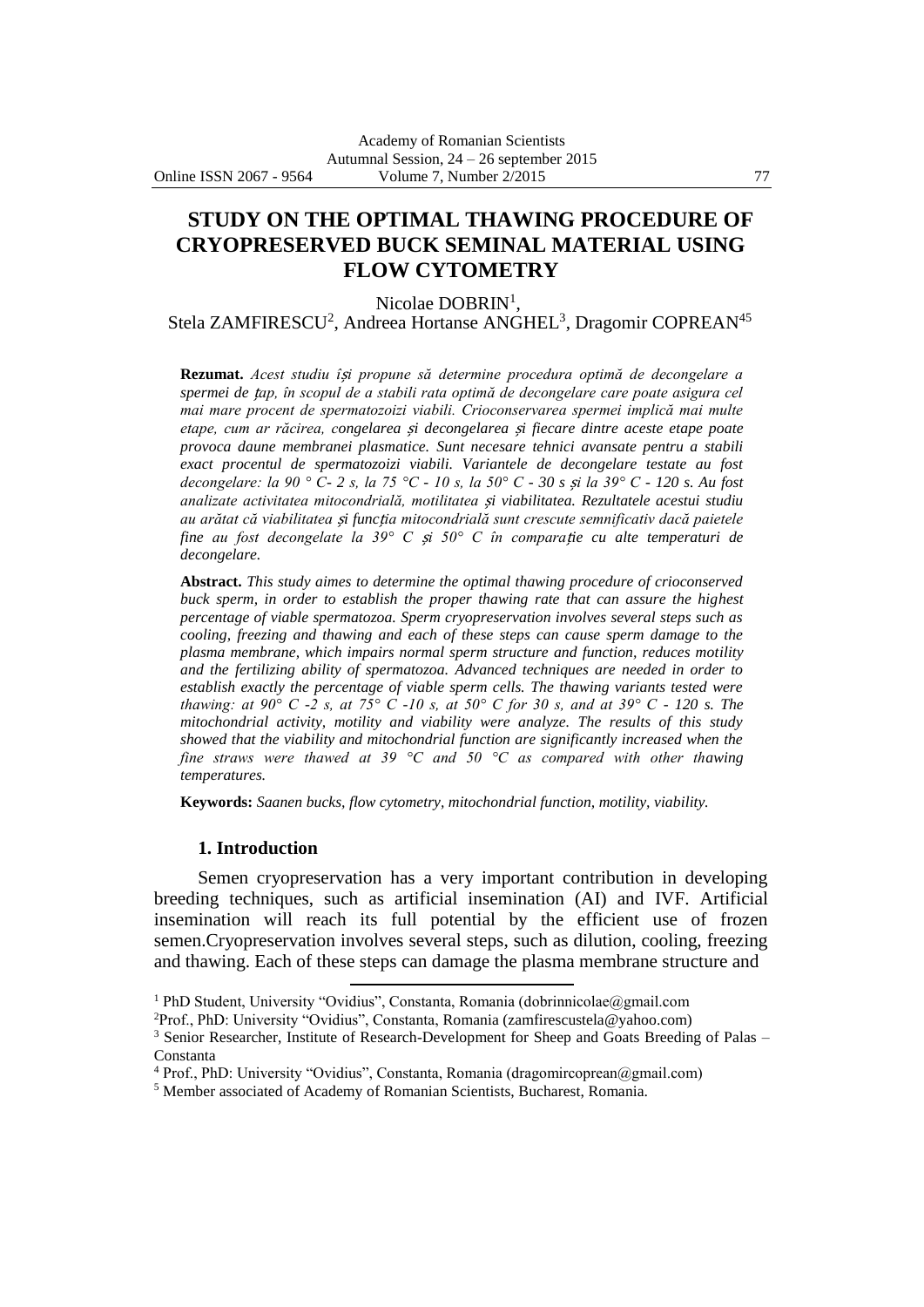# STUDY ON THE OPTIMAL THAWING PROCEDURE OF CRYOPRESERVED BUCK SEMINAL MATERIAL USING FLOW CYTOMETRY

Nicolae DOBRIN[1], 
Stela ZAMFIRESCU[2], Andreea Hortanse ANGHEL[3], Dragomir COPREAN[45]

**Rezumat.** *Acest studiu își propune să determine procedura optimă de decongelare a spermei de țap, în scopul de a stabili rata optimă de decongelare care poate asigura cel mai mare procent de spermatozoizi viabili. Crioconservarea spermei implică mai multe etape, cum ar răcirea, congelarea și decongelarea și fiecare dintre aceste etape poate provoca daune membranei plasmatice. Sunt necesare tehnici avansate pentru a stabili exact procentul de spermatozoizi viabili. Variantele de decongelare testate au fost decongelare: la 90 ° C- 2 s, la 75 °C - 10 s, la 50° C - 30 s și la 39° C - 120 s. Au fost analizate activitatea mitocondrială, motilitatea și viabilitatea. Rezultatele acestui studiu au arătat că viabilitatea și funcția mitocondrială sunt crescute semnificativ dacă paietele fine au fost decongelate la 39° C și 50° C în comparație cu alte temperaturi de decongelare.*

**Abstract.** *This study aimes to determine the optimal thawing procedure of crioconserved buck sperm, in order to establish the proper thawing rate that can assure the highest percentage of viable spermatozoa. Sperm cryopreservation involves several steps such as cooling, freezing and thawing and each of these steps can cause sperm damage to the plasma membrane, which impairs normal sperm structure and function, reduces motility and the fertilizing ability of spermatozoa. Advanced techniques are needed in order to establish exactly the percentage of viable sperm cells. The thawing variants tested were thawing: at 90° C -2 s, at 75° C -10 s, at 50° C for 30 s, and at 39° C - 120 s. The mitochondrial activity, motility and viability were analyze. The results of this study showed that the viability and mitochondrial function are significantly increased when the fine straws were thawed at 39 °C and 50 °C as compared with other thawing temperatures.*

**Keywords:** *Saanen bucks, flow cytometry, mitochondrial function, motility, viability.*

## 1. Introduction

Semen cryopreservation has a very important contribution in developing breeding techniques, such as artificial insemination (AI) and IVF. Artificial insemination will reach its full potential by the efficient use of frozen semen.Cryopreservation involves several steps, such as dilution, cooling, freezing and thawing. Each of these steps can damage the plasma membrane structure and

---

[1] PhD Student, University "Ovidius", Constanta, Romania (dobrinnicolae@gmail.com

[2] Prof., PhD: University "Ovidius", Constanta, Romania (zamfirescustela@yahoo.com)

[3] Senior Researcher, Institute of Research-Development for Sheep and Goats Breeding of Palas – Constanta

[4] Prof., PhD: University "Ovidius", Constanta, Romania (dragomircoprean@gmail.com)

[5] Member associated of Academy of Romanian Scientists, Bucharest, Romania.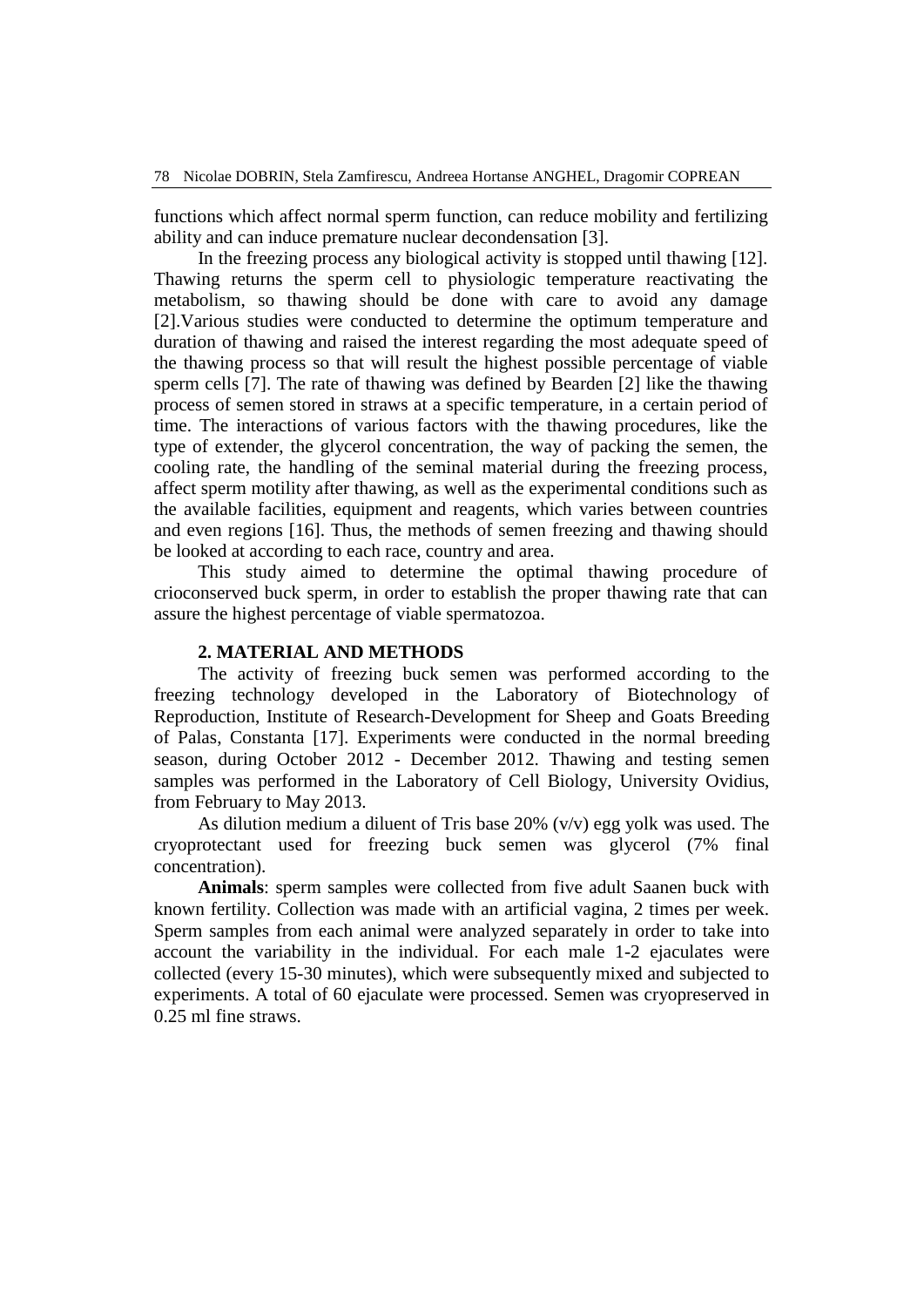functions which affect normal sperm function, can reduce mobility and fertilizing ability and can induce premature nuclear decondensation [3].

In the freezing process any biological activity is stopped until thawing [12]. Thawing returns the sperm cell to physiologic temperature reactivating the metabolism, so thawing should be done with care to avoid any damage [2].Various studies were conducted to determine the optimum temperature and duration of thawing and raised the interest regarding the most adequate speed of the thawing process so that will result the highest possible percentage of viable sperm cells [7]. The rate of thawing was defined by Bearden [2] like the thawing process of semen stored in straws at a specific temperature, in a certain period of time. The interactions of various factors with the thawing procedures, like the type of extender, the glycerol concentration, the way of packing the semen, the cooling rate, the handling of the seminal material during the freezing process, affect sperm motility after thawing, as well as the experimental conditions such as the available facilities, equipment and reagents, which varies between countries and even regions [16]. Thus, the methods of semen freezing and thawing should be looked at according to each race, country and area.

This study aimed to determine the optimal thawing procedure of crioconserved buck sperm, in order to establish the proper thawing rate that can assure the highest percentage of viable spermatozoa.

## 2. MATERIAL AND METHODS

The activity of freezing buck semen was performed according to the freezing technology developed in the Laboratory of Biotechnology of Reproduction, Institute of Research-Development for Sheep and Goats Breeding of Palas, Constanta [17]. Experiments were conducted in the normal breeding season, during October 2012 - December 2012. Thawing and testing semen samples was performed in the Laboratory of Cell Biology, University Ovidius, from February to May 2013.

As dilution medium a diluent of Tris base 20% (v/v) egg yolk was used. The cryoprotectant used for freezing buck semen was glycerol (7% final concentration).

**Animals**: sperm samples were collected from five adult Saanen buck with known fertility. Collection was made with an artificial vagina, 2 times per week. Sperm samples from each animal were analyzed separately in order to take into account the variability in the individual. For each male 1-2 ejaculates were collected (every 15-30 minutes), which were subsequently mixed and subjected to experiments. A total of 60 ejaculate were processed. Semen was cryopreserved in 0.25 ml fine straws.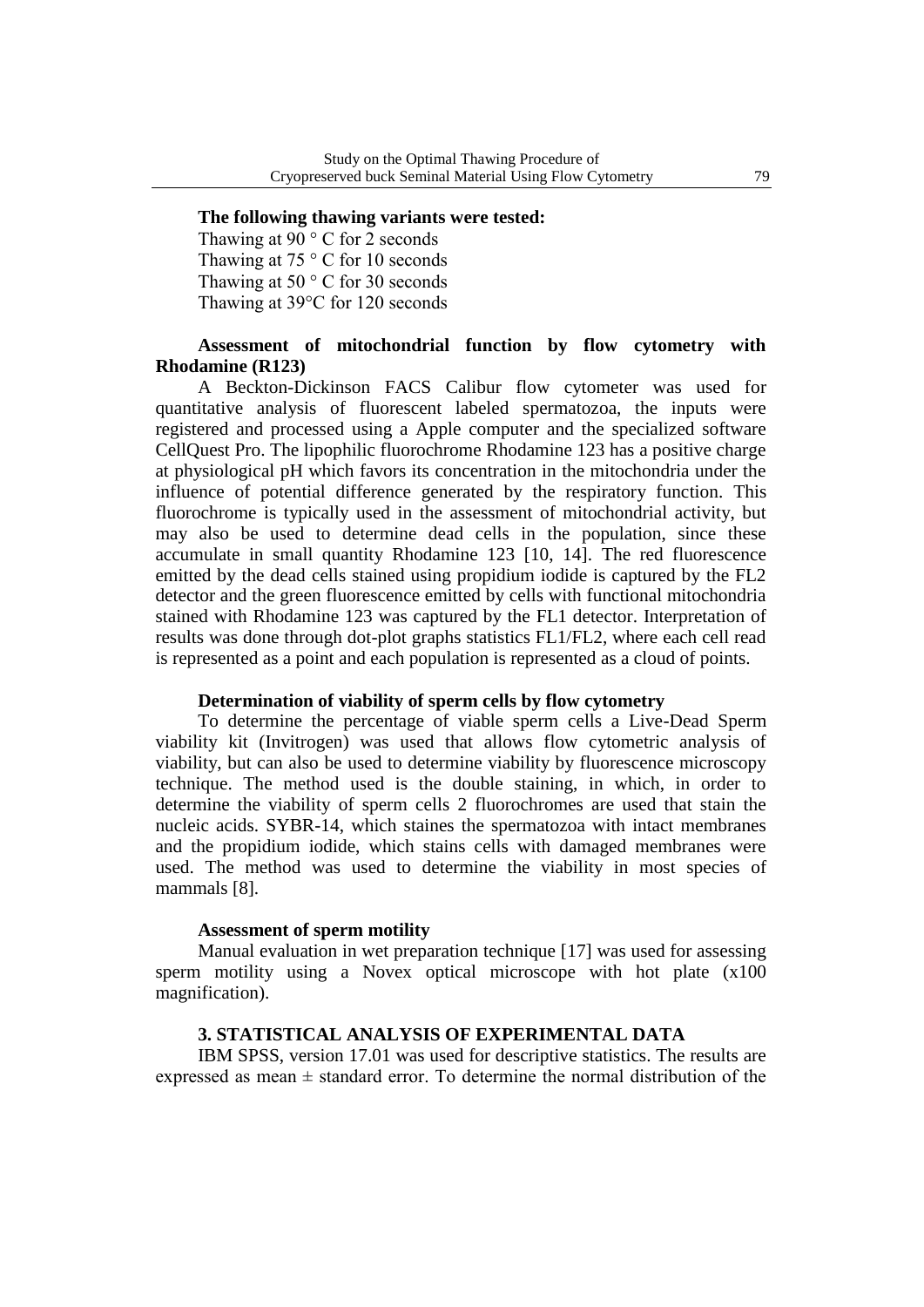**The following thawing variants were tested:**

Thawing at 90 ° C for 2 seconds
Thawing at 75 ° C for 10 seconds
Thawing at 50 ° C for 30 seconds
Thawing at 39°C for 120 seconds

**Assessment of mitochondrial function by flow cytometry with Rhodamine (R123)**

A Beckton-Dickinson FACS Calibur flow cytometer was used for quantitative analysis of fluorescent labeled spermatozoa, the inputs were registered and processed using a Apple computer and the specialized software CellQuest Pro. The lipophilic fluorochrome Rhodamine 123 has a positive charge at physiological pH which favors its concentration in the mitochondria under the influence of potential difference generated by the respiratory function. This fluorochrome is typically used in the assessment of mitochondrial activity, but may also be used to determine dead cells in the population, since these accumulate in small quantity Rhodamine 123 [10, 14]. The red fluorescence emitted by the dead cells stained using propidium iodide is captured by the FL2 detector and the green fluorescence emitted by cells with functional mitochondria stained with Rhodamine 123 was captured by the FL1 detector. Interpretation of results was done through dot-plot graphs statistics FL1/FL2, where each cell read is represented as a point and each population is represented as a cloud of points.

**Determination of viability of sperm cells by flow cytometry**

To determine the percentage of viable sperm cells a Live-Dead Sperm viability kit (Invitrogen) was used that allows flow cytometric analysis of viability, but can also be used to determine viability by fluorescence microscopy technique. The method used is the double staining, in which, in order to determine the viability of sperm cells 2 fluorochromes are used that stain the nucleic acids. SYBR-14, which staines the spermatozoa with intact membranes and the propidium iodide, which stains cells with damaged membranes were used. The method was used to determine the viability in most species of mammals [8].

**Assessment of sperm motility**

Manual evaluation in wet preparation technique [17] was used for assessing sperm motility using a Novex optical microscope with hot plate (x100 magnification).

## 3. STATISTICAL ANALYSIS OF EXPERIMENTAL DATA

IBM SPSS, version 17.01 was used for descriptive statistics. The results are expressed as mean ± standard error. To determine the normal distribution of the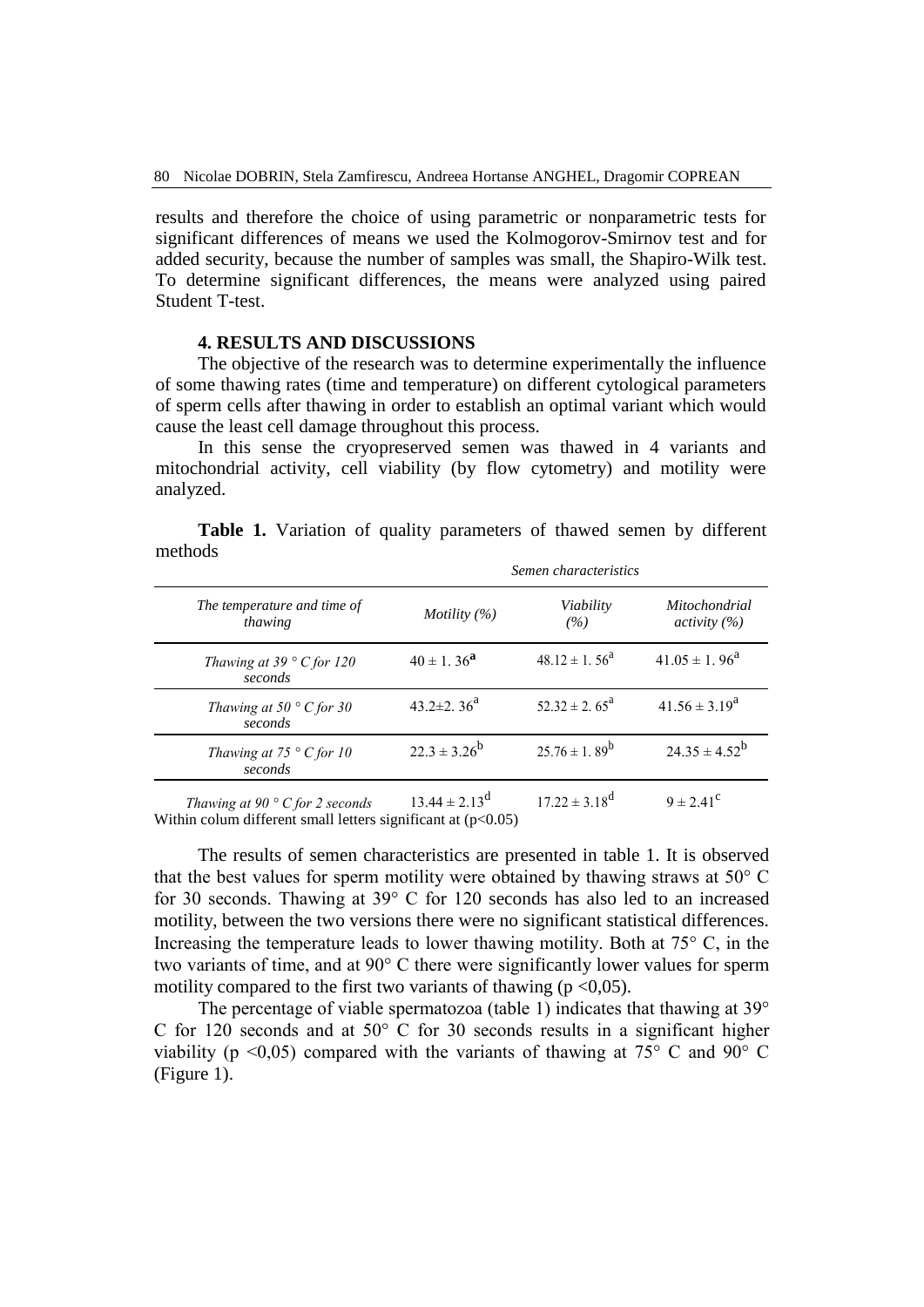results and therefore the choice of using parametric or nonparametric tests for significant differences of means we used the Kolmogorov-Smirnov test and for added security, because the number of samples was small, the Shapiro-Wilk test. To determine significant differences, the means were analyzed using paired Student T-test.

## 4. RESULTS AND DISCUSSIONS

The objective of the research was to determine experimentally the influence of some thawing rates (time and temperature) on different cytological parameters of sperm cells after thawing in order to establish an optimal variant which would cause the least cell damage throughout this process.

In this sense the cryopreserved semen was thawed in 4 variants and mitochondrial activity, cell viability (by flow cytometry) and motility were analyzed.

**Table 1.** Variation of quality parameters of thawed semen by different methods

| | *Semen characteristics* | | |
|---|---|---|---|
| *The temperature and time of thawing* | *Motility (%)* | *Viability (%)* | *Mitochondrial activity (%)* |
| *Thawing at 39 ° C for 120 seconds* | $40 \pm 1.36^{a}$ | $48.12 \pm 1.56^{a}$ | $41.05 \pm 1.96^{a}$ |
| *Thawing at 50 ° C for 30 seconds* | $43.2 \pm 2.36^{a}$ | $52.32 \pm 2.65^{a}$ | $41.56 \pm 3.19^{a}$ |
| *Thawing at 75 ° C for 10 seconds* | $22.3 \pm 3.26^{b}$ | $25.76 \pm 1.89^{b}$ | $24.35 \pm 4.52^{b}$ |
| *Thawing at 90 ° C for 2 seconds* | $13.44 \pm 2.13^{d}$ | $17.22 \pm 3.18^{d}$ | $9 \pm 2.41^{c}$ |

Within colum different small letters significant at ($p<0.05$)

The results of semen characteristics are presented in table 1. It is observed that the best values for sperm motility were obtained by thawing straws at 50° C for 30 seconds. Thawing at 39° C for 120 seconds has also led to an increased motility, between the two versions there were no significant statistical differences. Increasing the temperature leads to lower thawing motility. Both at 75° C, in the two variants of time, and at 90° C there were significantly lower values for sperm motility compared to the first two variants of thawing ($p < 0{,}05$).

The percentage of viable spermatozoa (table 1) indicates that thawing at 39° C for 120 seconds and at 50° C for 30 seconds results in a significant higher viability ($p < 0{,}05$) compared with the variants of thawing at 75° C and 90° C (Figure 1).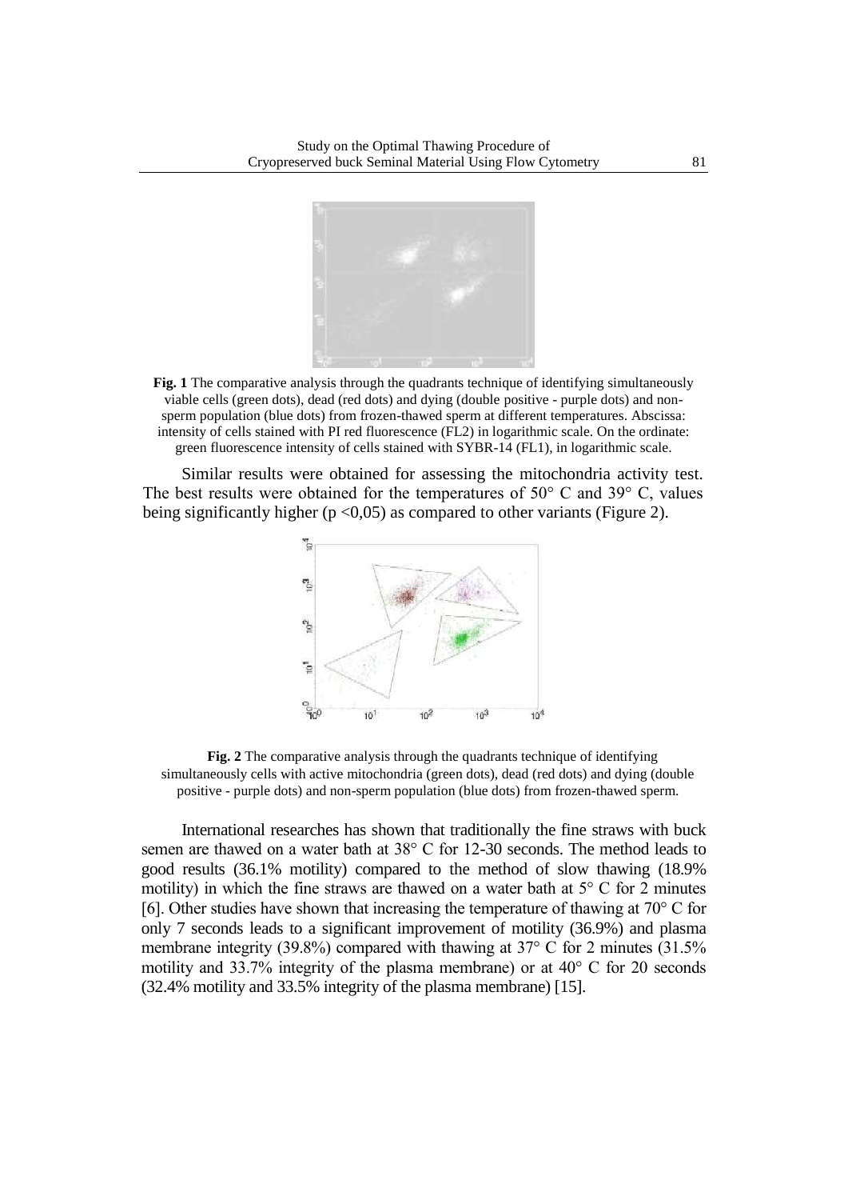**Fig. 1** The comparative analysis through the quadrants technique of identifying simultaneously viable cells (green dots), dead (red dots) and dying (double positive - purple dots) and non-sperm population (blue dots) from frozen-thawed sperm at different temperatures. Abscissa: intensity of cells stained with PI red fluorescence (FL2) in logarithmic scale. On the ordinate: green fluorescence intensity of cells stained with SYBR-14 (FL1), in logarithmic scale.

Similar results were obtained for assessing the mitochondria activity test. The best results were obtained for the temperatures of 50° C and 39° C, values being significantly higher ($p < 0,05$) as compared to other variants (Figure 2).

**Fig. 2** The comparative analysis through the quadrants technique of identifying simultaneously cells with active mitochondria (green dots), dead (red dots) and dying (double positive - purple dots) and non-sperm population (blue dots) from frozen-thawed sperm.

International researches has shown that traditionally the fine straws with buck semen are thawed on a water bath at 38° C for 12-30 seconds. The method leads to good results (36.1% motility) compared to the method of slow thawing (18.9% motility) in which the fine straws are thawed on a water bath at 5° C for 2 minutes [6]. Other studies have shown that increasing the temperature of thawing at 70° C for only 7 seconds leads to a significant improvement of motility (36.9%) and plasma membrane integrity (39.8%) compared with thawing at 37° C for 2 minutes (31.5% motility and 33.7% integrity of the plasma membrane) or at 40° C for 20 seconds (32.4% motility and 33.5% integrity of the plasma membrane) [15].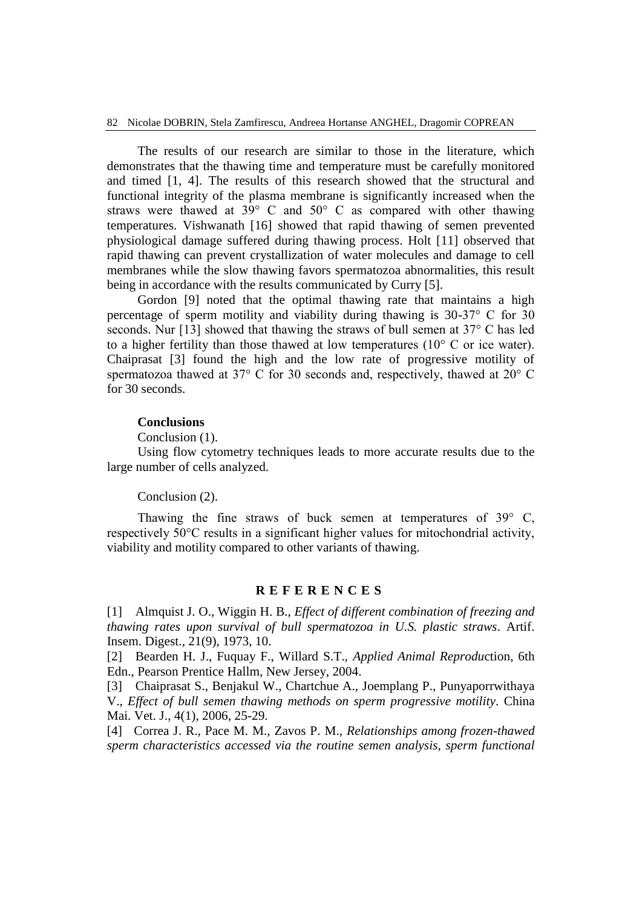The results of our research are similar to those in the literature, which demonstrates that the thawing time and temperature must be carefully monitored and timed [1, 4]. The results of this research showed that the structural and functional integrity of the plasma membrane is significantly increased when the straws were thawed at 39° C and 50° C as compared with other thawing temperatures. Vishwanath [16] showed that rapid thawing of semen prevented physiological damage suffered during thawing process. Holt [11] observed that rapid thawing can prevent crystallization of water molecules and damage to cell membranes while the slow thawing favors spermatozoa abnormalities, this result being in accordance with the results communicated by Curry [5].

Gordon [9] noted that the optimal thawing rate that maintains a high percentage of sperm motility and viability during thawing is 30-37° C for 30 seconds. Nur [13] showed that thawing the straws of bull semen at 37° C has led to a higher fertility than those thawed at low temperatures (10° C or ice water). Chaiprasat [3] found the high and the low rate of progressive motility of spermatozoa thawed at 37° C for 30 seconds and, respectively, thawed at 20° C for 30 seconds.

**Conclusions**

Conclusion (1).

Using flow cytometry techniques leads to more accurate results due to the large number of cells analyzed.

Conclusion (2).

Thawing the fine straws of buck semen at temperatures of 39° C, respectively 50°C results in a significant higher values for mitochondrial activity, viability and motility compared to other variants of thawing.

## R E F E R E N C E S

[1] Almquist J. O., Wiggin H. B., *Effect of different combination of freezing and thawing rates upon survival of bull spermatozoa in U.S. plastic straws*. Artif. Insem. Digest., 21(9), 1973, 10.

[2] Bearden H. J., Fuquay F., Willard S.T., *Applied Animal Reprodu*ction, 6th Edn., Pearson Prentice Hallm, New Jersey, 2004.

[3] Chaiprasat S., Benjakul W., Chartchue A., Joemplang P., Punyaporrwithaya V., *Effect of bull semen thawing methods on sperm progressive motility*. China Mai. Vet. J., 4(1), 2006, 25-29.

[4] Correa J. R., Pace M. M., Zavos P. M., *Relationships among frozen-thawed sperm characteristics accessed via the routine semen analysis, sperm functional*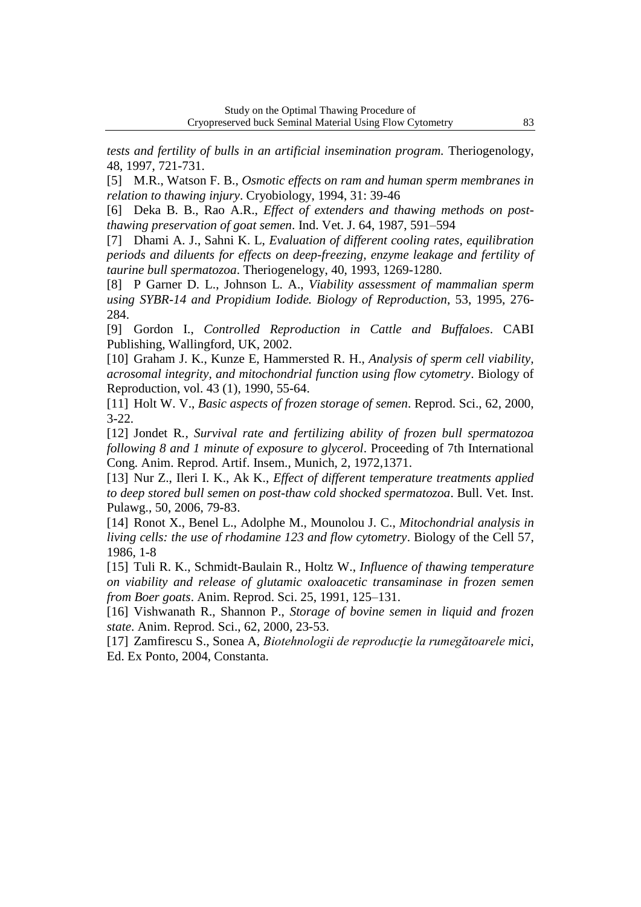*tests and fertility of bulls in an artificial insemination program.* Theriogenology, 48, 1997, 721-731.

[5] M.R., Watson F. B., *Osmotic effects on ram and human sperm membranes in relation to thawing injury*. Cryobiology, 1994, 31: 39-46

[6] Deka B. B., Rao A.R., *Effect of extenders and thawing methods on post-thawing preservation of goat semen*. Ind. Vet. J. 64, 1987, 591–594

[7] Dhami A. J., Sahni K. L, *Evaluation of different cooling rates, equilibration periods and diluents for effects on deep-freezing, enzyme leakage and fertility of taurine bull spermatozoa*. Theriogenelogy, 40, 1993, 1269-1280.

[8] P Garner D. L., Johnson L. A., *Viability assessment of mammalian sperm using SYBR-14 and Propidium Iodide. Biology of Reproduction*, 53, 1995, 276-284.

[9] Gordon I., *Controlled Reproduction in Cattle and Buffaloes*. CABI Publishing, Wallingford, UK, 2002.

[10] Graham J. K., Kunze E, Hammersted R. H., *Analysis of sperm cell viability, acrosomal integrity, and mitochondrial function using flow cytometry*. Biology of Reproduction, vol. 43 (1), 1990, 55-64.

[11] Holt W. V., *Basic aspects of frozen storage of semen*. Reprod. Sci., 62, 2000, 3-22.

[12] Jondet R., *Survival rate and fertilizing ability of frozen bull spermatozoa following 8 and 1 minute of exposure to glycerol*. Proceeding of 7th International Cong. Anim. Reprod. Artif. Insem., Munich, 2, 1972,1371.

[13] Nur Z., Ileri I. K., Ak K., *Effect of different temperature treatments applied to deep stored bull semen on post-thaw cold shocked spermatozoa*. Bull. Vet. Inst. Pulawg., 50, 2006, 79-83.

[14] Ronot X., Benel L., Adolphe M., Mounolou J. C., *Mitochondrial analysis in living cells: the use of rhodamine 123 and flow cytometry*. Biology of the Cell 57, 1986, 1-8

[15] Tuli R. K., Schmidt-Baulain R., Holtz W., *Influence of thawing temperature on viability and release of glutamic oxaloacetic transaminase in frozen semen from Boer goats*. Anim. Reprod. Sci. 25, 1991, 125–131.

[16] Vishwanath R., Shannon P., *Storage of bovine semen in liquid and frozen state*. Anim. Reprod. Sci., 62, 2000, 23-53.

[17] Zamfirescu S., Sonea A, *Biotehnologii de reproducţie la rumegătoarele mici*, Ed. Ex Ponto, 2004, Constanta.